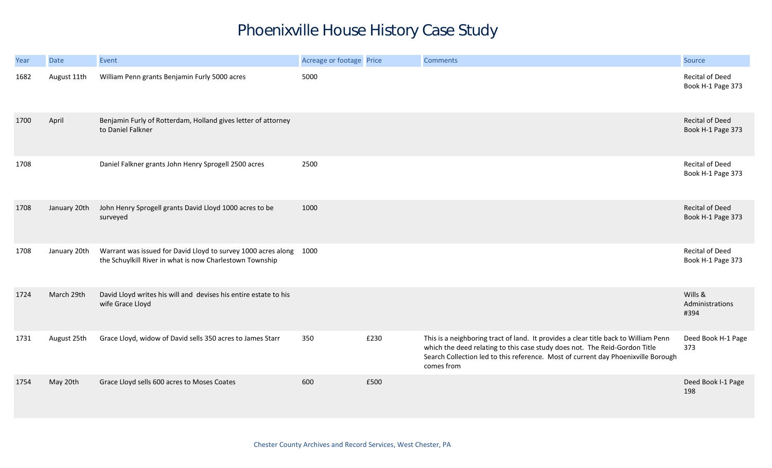# Phoenixville House History Case Study

| Year | Date | Event | Acreage or footage | Price | Comments | Source |
|---|---|---|---|---|---|---|
| 1682 | August 11th | William Penn grants Benjamin Furly 5000 acres | 5000 | | | Recital of Deed Book H-1 Page 373 |
| 1700 | April | Benjamin Furly of Rotterdam, Holland gives letter of attorney to Daniel Falkner | | | | Recital of Deed Book H-1 Page 373 |
| 1708 | | Daniel Falkner grants John Henry Sprogell 2500 acres | 2500 | | | Recital of Deed Book H-1 Page 373 |
| 1708 | January 20th | John Henry Sprogell grants David Lloyd 1000 acres to be surveyed | 1000 | | | Recital of Deed Book H-1 Page 373 |
| 1708 | January 20th | Warrant was issued for David Lloyd to survey 1000 acres along the Schuylkill River in what is now Charlestown Township | 1000 | | | Recital of Deed Book H-1 Page 373 |
| 1724 | March 29th | David Lloyd writes his will and devises his entire estate to his wife Grace Lloyd | | | | Wills & Administrations #394 |
| 1731 | August 25th | Grace Lloyd, widow of David sells 350 acres to James Starr | 350 | £230 | This is a neighboring tract of land. It provides a clear title back to William Penn which the deed relating to this case study does not. The Reid-Gordon Title Search Collection led to this reference. Most of current day Phoenixville Borough comes from | Deed Book H-1 Page 373 |
| 1754 | May 20th | Grace Lloyd sells 600 acres to Moses Coates | 600 | £500 | | Deed Book I-1 Page 198 |

Chester County Archives and Record Services, West Chester, PA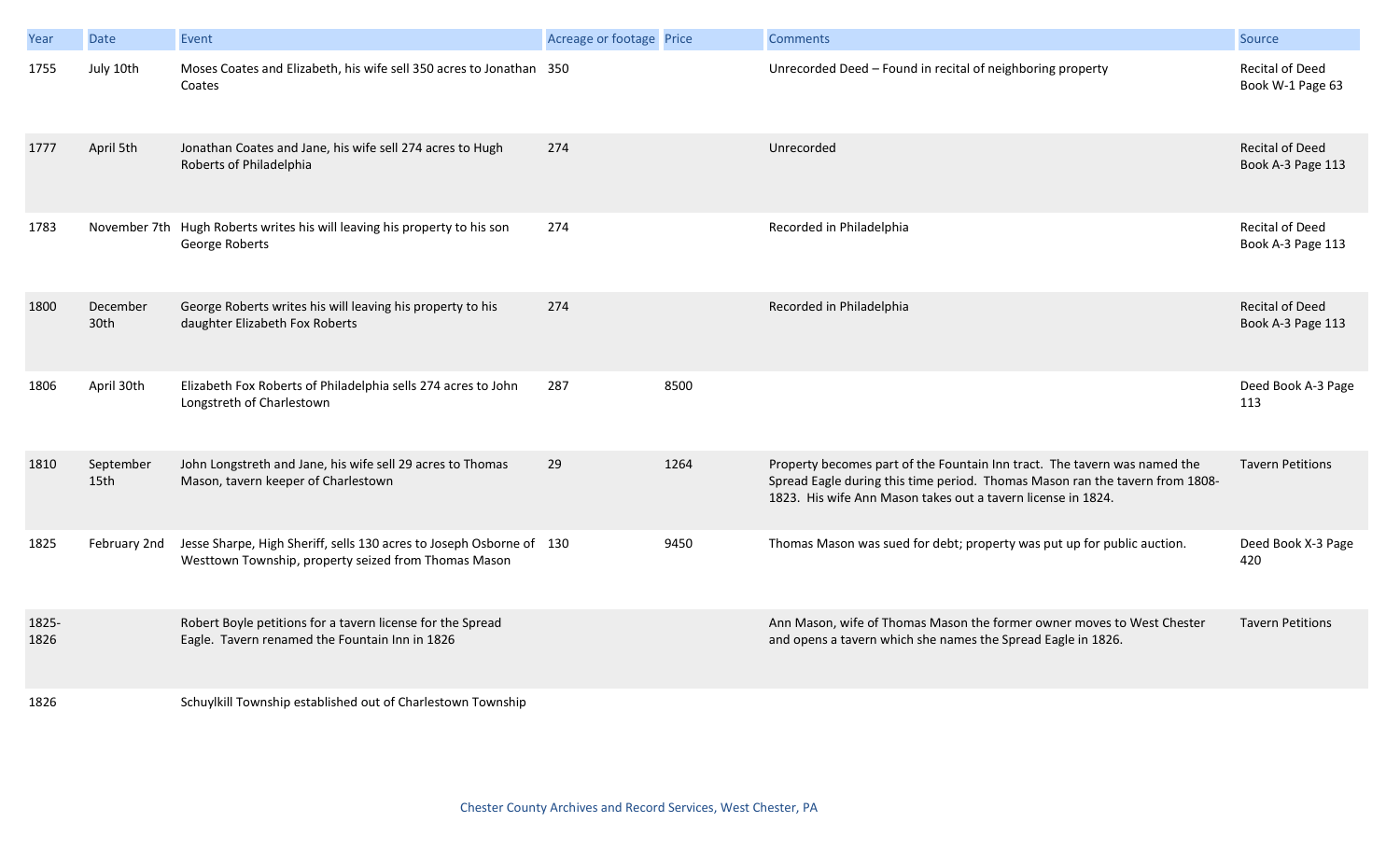| Year | Date | Event | Acreage or footage | Price | Comments | Source |
|---|---|---|---|---|---|---|
| 1755 | July 10th | Moses Coates and Elizabeth, his wife sell 350 acres to Jonathan Coates | 350 | | Unrecorded Deed – Found in recital of neighboring property | Recital of Deed Book W-1 Page 63 |
| 1777 | April 5th | Jonathan Coates and Jane, his wife sell 274 acres to Hugh Roberts of Philadelphia | 274 | | Unrecorded | Recital of Deed Book A-3 Page 113 |
| 1783 | November 7th | Hugh Roberts writes his will leaving his property to his son George Roberts | 274 | | Recorded in Philadelphia | Recital of Deed Book A-3 Page 113 |
| 1800 | December 30th | George Roberts writes his will leaving his property to his daughter Elizabeth Fox Roberts | 274 | | Recorded in Philadelphia | Recital of Deed Book A-3 Page 113 |
| 1806 | April 30th | Elizabeth Fox Roberts of Philadelphia sells 274 acres to John Longstreth of Charlestown | 287 | 8500 | | Deed Book A-3 Page 113 |
| 1810 | September 15th | John Longstreth and Jane, his wife sell 29 acres to Thomas Mason, tavern keeper of Charlestown | 29 | 1264 | Property becomes part of the Fountain Inn tract. The tavern was named the Spread Eagle during this time period. Thomas Mason ran the tavern from 1808-1823. His wife Ann Mason takes out a tavern license in 1824. | Tavern Petitions |
| 1825 | February 2nd | Jesse Sharpe, High Sheriff, sells 130 acres to Joseph Osborne of Westtown Township, property seized from Thomas Mason | 130 | 9450 | Thomas Mason was sued for debt; property was put up for public auction. | Deed Book X-3 Page 420 |
| 1825-1826 | | Robert Boyle petitions for a tavern license for the Spread Eagle. Tavern renamed the Fountain Inn in 1826 | | | Ann Mason, wife of Thomas Mason the former owner moves to West Chester and opens a tavern which she names the Spread Eagle in 1826. | Tavern Petitions |
| 1826 | | Schuylkill Township established out of Charlestown Township | | | | |

Chester County Archives and Record Services, West Chester, PA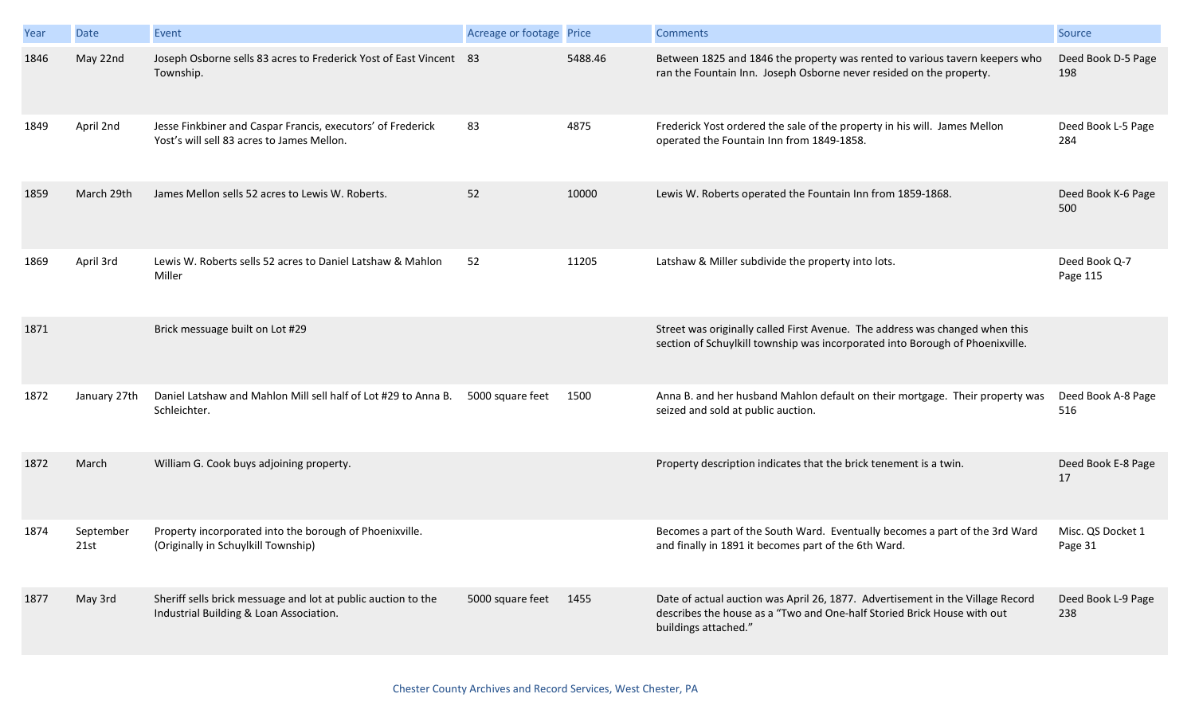| Year | Date | Event | Acreage or footage | Price | Comments | Source |
| --- | --- | --- | --- | --- | --- | --- |
| 1846 | May 22nd | Joseph Osborne sells 83 acres to Frederick Yost of East Vincent Township. | 83 | 5488.46 | Between 1825 and 1846 the property was rented to various tavern keepers who ran the Fountain Inn. Joseph Osborne never resided on the property. | Deed Book D-5 Page 198 |
| 1849 | April 2nd | Jesse Finkbiner and Caspar Francis, executors' of Frederick Yost's will sell 83 acres to James Mellon. | 83 | 4875 | Frederick Yost ordered the sale of the property in his will. James Mellon operated the Fountain Inn from 1849-1858. | Deed Book L-5 Page 284 |
| 1859 | March 29th | James Mellon sells 52 acres to Lewis W. Roberts. | 52 | 10000 | Lewis W. Roberts operated the Fountain Inn from 1859-1868. | Deed Book K-6 Page 500 |
| 1869 | April 3rd | Lewis W. Roberts sells 52 acres to Daniel Latshaw & Mahlon Miller | 52 | 11205 | Latshaw & Miller subdivide the property into lots. | Deed Book Q-7 Page 115 |
| 1871 | | Brick messuage built on Lot #29 | | | Street was originally called First Avenue. The address was changed when this section of Schuylkill township was incorporated into Borough of Phoenixville. | |
| 1872 | January 27th | Daniel Latshaw and Mahlon Mill sell half of Lot #29 to Anna B. Schleichter. | 5000 square feet | 1500 | Anna B. and her husband Mahlon default on their mortgage. Their property was seized and sold at public auction. | Deed Book A-8 Page 516 |
| 1872 | March | William G. Cook buys adjoining property. | | | Property description indicates that the brick tenement is a twin. | Deed Book E-8 Page 17 |
| 1874 | September 21st | Property incorporated into the borough of Phoenixville. (Originally in Schuylkill Township) | | | Becomes a part of the South Ward. Eventually becomes a part of the 3rd Ward and finally in 1891 it becomes part of the 6th Ward. | Misc. QS Docket 1 Page 31 |
| 1877 | May 3rd | Sheriff sells brick messuage and lot at public auction to the Industrial Building & Loan Association. | 5000 square feet | 1455 | Date of actual auction was April 26, 1877. Advertisement in the Village Record describes the house as a "Two and One-half Storied Brick House with out buildings attached." | Deed Book L-9 Page 238 |

Chester County Archives and Record Services, West Chester, PA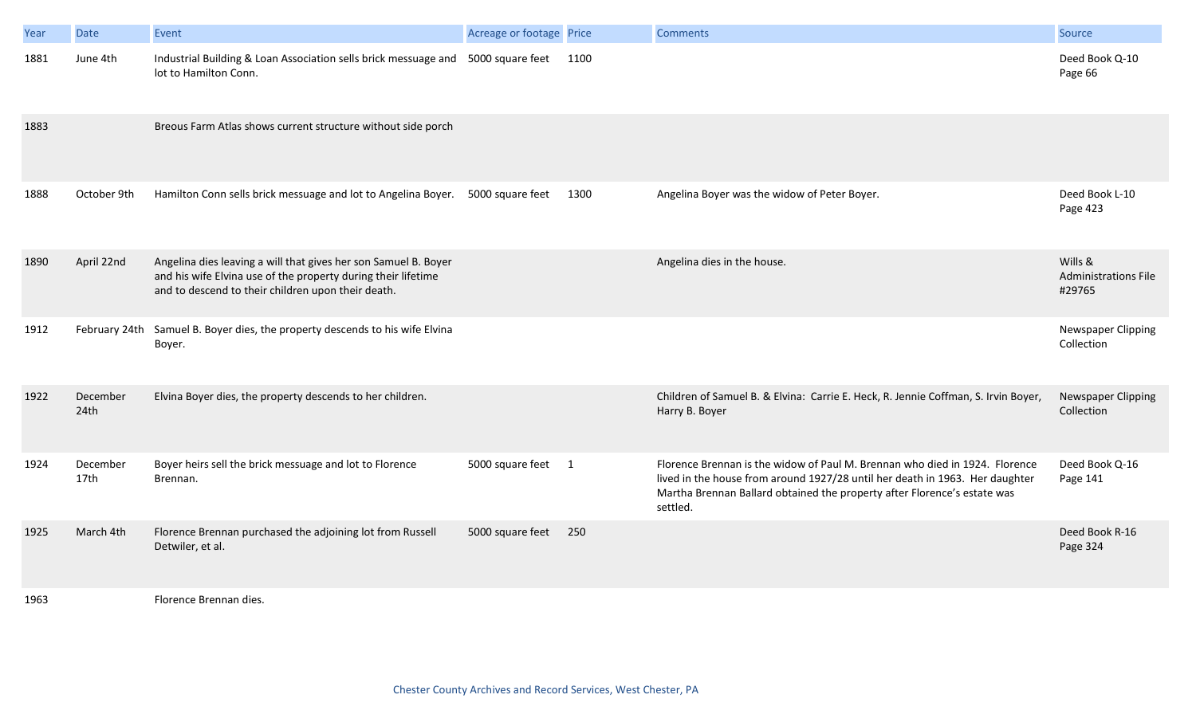| Year | Date | Event | Acreage or footage | Price | Comments | Source |
| --- | --- | --- | --- | --- | --- | --- |
| 1881 | June 4th | Industrial Building & Loan Association sells brick messuage and lot to Hamilton Conn. | 5000 square feet | 1100 | | Deed Book Q-10 Page 66 |
| 1883 | | Breous Farm Atlas shows current structure without side porch | | | | |
| 1888 | October 9th | Hamilton Conn sells brick messuage and lot to Angelina Boyer. | 5000 square feet | 1300 | Angelina Boyer was the widow of Peter Boyer. | Deed Book L-10 Page 423 |
| 1890 | April 22nd | Angelina dies leaving a will that gives her son Samuel B. Boyer and his wife Elvina use of the property during their lifetime and to descend to their children upon their death. | | | Angelina dies in the house. | Wills & Administrations File #29765 |
| 1912 | February 24th | Samuel B. Boyer dies, the property descends to his wife Elvina Boyer. | | | | Newspaper Clipping Collection |
| 1922 | December 24th | Elvina Boyer dies, the property descends to her children. | | | Children of Samuel B. & Elvina: Carrie E. Heck, R. Jennie Coffman, S. Irvin Boyer, Harry B. Boyer | Newspaper Clipping Collection |
| 1924 | December 17th | Boyer heirs sell the brick messuage and lot to Florence Brennan. | 5000 square feet | 1 | Florence Brennan is the widow of Paul M. Brennan who died in 1924. Florence lived in the house from around 1927/28 until her death in 1963. Her daughter Martha Brennan Ballard obtained the property after Florence's estate was settled. | Deed Book Q-16 Page 141 |
| 1925 | March 4th | Florence Brennan purchased the adjoining lot from Russell Detwiler, et al. | 5000 square feet | 250 | | Deed Book R-16 Page 324 |
| 1963 | | Florence Brennan dies. | | | | |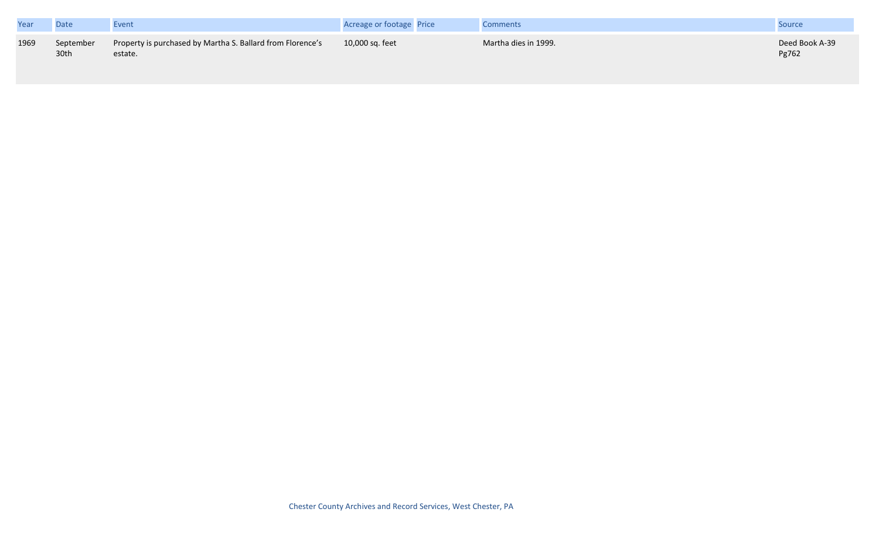| Year | Date | Event | Acreage or footage | Price | Comments | Source |
|---|---|---|---|---|---|---|
| 1969 | September 30th | Property is purchased by Martha S. Ballard from Florence's estate. | 10,000 sq. feet | | Martha dies in 1999. | Deed Book A-39 Pg762 |